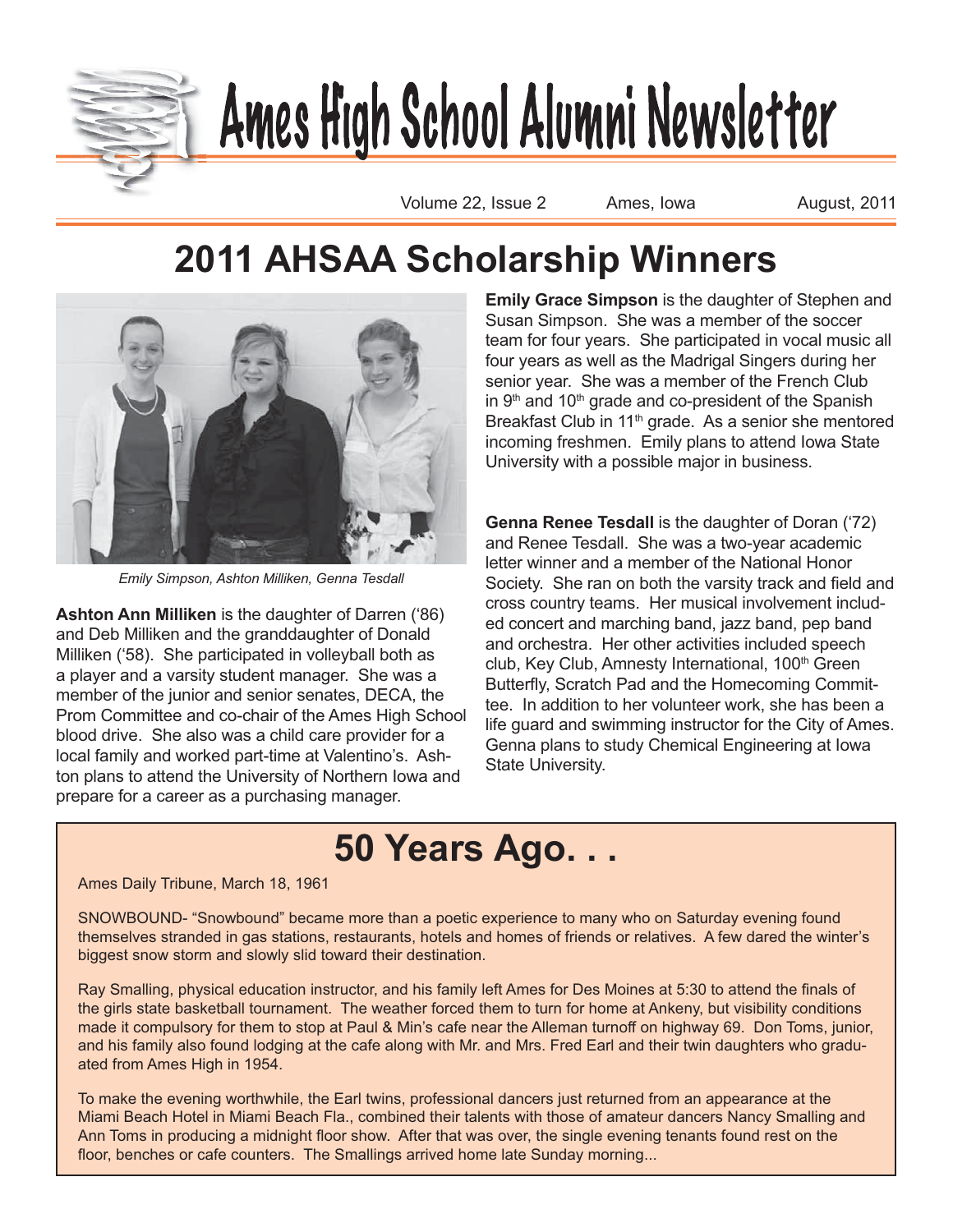# Ames High School Alumni Newsletter

Volume 22, Issue 2 Ames, Iowa August, 2011

## 2011 AHSAA Scholarship Winners

*Emily Simpson, Ashton Milliken, Genna Tesdall*

**Ashton Ann Milliken** is the daughter of Darren ('86) and Deb Milliken and the granddaughter of Donald Milliken ('58). She participated in volleyball both as a player and a varsity student manager. She was a member of the junior and senior senates, DECA, the Prom Committee and co-chair of the Ames High School blood drive. She also was a child care provider for a local family and worked part-time at Valentino's. Ashton plans to attend the University of Northern Iowa and prepare for a career as a purchasing manager.

**Emily Grace Simpson** is the daughter of Stephen and Susan Simpson. She was a member of the soccer team for four years. She participated in vocal music all four years as well as the Madrigal Singers during her senior year. She was a member of the French Club in 9th and 10th grade and co-president of the Spanish Breakfast Club in 11th grade. As a senior she mentored incoming freshmen. Emily plans to attend Iowa State University with a possible major in business.

**Genna Renee Tesdall** is the daughter of Doran ('72) and Renee Tesdall. She was a two-year academic letter winner and a member of the National Honor Society. She ran on both the varsity track and field and cross country teams. Her musical involvement included concert and marching band, jazz band, pep band and orchestra. Her other activities included speech club, Key Club, Amnesty International, 100th Green Butterfly, Scratch Pad and the Homecoming Committee. In addition to her volunteer work, she has been a life guard and swimming instructor for the City of Ames. Genna plans to study Chemical Engineering at Iowa State University.

## 50 Years Ago. . .

Ames Daily Tribune, March 18, 1961

SNOWBOUND- "Snowbound" became more than a poetic experience to many who on Saturday evening found themselves stranded in gas stations, restaurants, hotels and homes of friends or relatives. A few dared the winter's biggest snow storm and slowly slid toward their destination.

Ray Smalling, physical education instructor, and his family left Ames for Des Moines at 5:30 to attend the finals of the girls state basketball tournament. The weather forced them to turn for home at Ankeny, but visibility conditions made it compulsory for them to stop at Paul & Min's cafe near the Alleman turnoff on highway 69. Don Toms, junior, and his family also found lodging at the cafe along with Mr. and Mrs. Fred Earl and their twin daughters who graduated from Ames High in 1954.

To make the evening worthwhile, the Earl twins, professional dancers just returned from an appearance at the Miami Beach Hotel in Miami Beach Fla., combined their talents with those of amateur dancers Nancy Smalling and Ann Toms in producing a midnight floor show. After that was over, the single evening tenants found rest on the floor, benches or cafe counters. The Smallings arrived home late Sunday morning...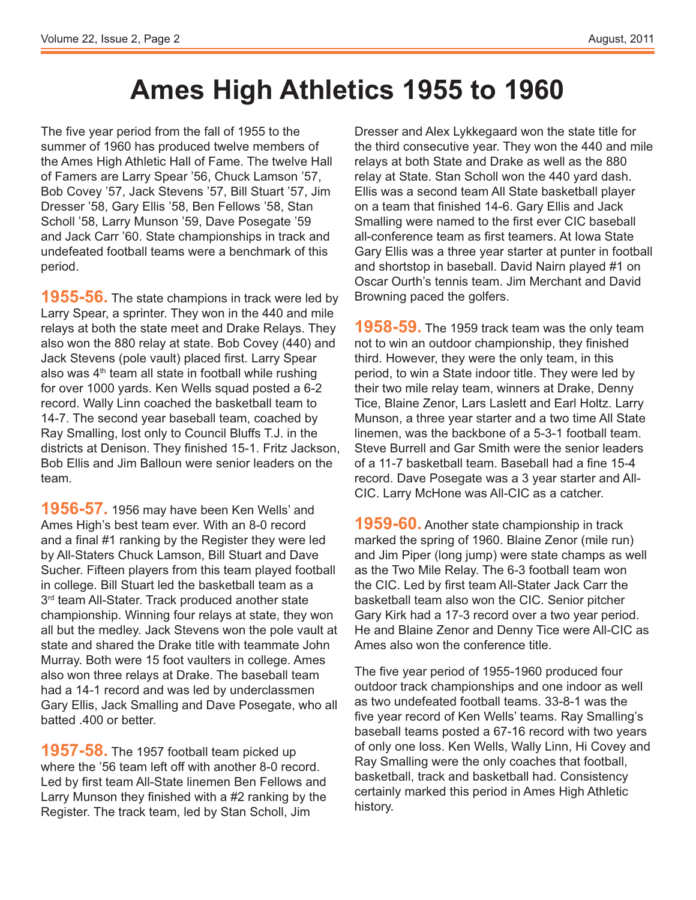# Ames High Athletics 1955 to 1960

The five year period from the fall of 1955 to the summer of 1960 has produced twelve members of the Ames High Athletic Hall of Fame. The twelve Hall of Famers are Larry Spear '56, Chuck Lamson '57, Bob Covey '57, Jack Stevens '57, Bill Stuart '57, Jim Dresser '58, Gary Ellis '58, Ben Fellows '58, Stan Scholl '58, Larry Munson '59, Dave Posegate '59 and Jack Carr '60. State championships in track and undefeated football teams were a benchmark of this period.

**1955-56.** The state champions in track were led by Larry Spear, a sprinter. They won in the 440 and mile relays at both the state meet and Drake Relays. They also won the 880 relay at state. Bob Covey (440) and Jack Stevens (pole vault) placed first. Larry Spear also was 4th team all state in football while rushing for over 1000 yards. Ken Wells squad posted a 6-2 record. Wally Linn coached the basketball team to 14-7. The second year baseball team, coached by Ray Smalling, lost only to Council Bluffs T.J. in the districts at Denison. They finished 15-1. Fritz Jackson, Bob Ellis and Jim Balloun were senior leaders on the team.

**1956-57.** 1956 may have been Ken Wells' and Ames High's best team ever. With an 8-0 record and a final #1 ranking by the Register they were led by All-Staters Chuck Lamson, Bill Stuart and Dave Sucher. Fifteen players from this team played football in college. Bill Stuart led the basketball team as a 3rd team All-Stater. Track produced another state championship. Winning four relays at state, they won all but the medley. Jack Stevens won the pole vault at state and shared the Drake title with teammate John Murray. Both were 15 foot vaulters in college. Ames also won three relays at Drake. The baseball team had a 14-1 record and was led by underclassmen Gary Ellis, Jack Smalling and Dave Posegate, who all batted .400 or better.

**1957-58.** The 1957 football team picked up where the '56 team left off with another 8-0 record. Led by first team All-State linemen Ben Fellows and Larry Munson they finished with a #2 ranking by the Register. The track team, led by Stan Scholl, Jim Dresser and Alex Lykkegaard won the state title for the third consecutive year. They won the 440 and mile relays at both State and Drake as well as the 880 relay at State. Stan Scholl won the 440 yard dash. Ellis was a second team All State basketball player on a team that finished 14-6. Gary Ellis and Jack Smalling were named to the first ever CIC baseball all-conference team as first teamers. At Iowa State Gary Ellis was a three year starter at punter in football and shortstop in baseball. David Nairn played #1 on Oscar Ourth's tennis team. Jim Merchant and David Browning paced the golfers.

**1958-59.** The 1959 track team was the only team not to win an outdoor championship, they finished third. However, they were the only team, in this period, to win a State indoor title. They were led by their two mile relay team, winners at Drake, Denny Tice, Blaine Zenor, Lars Laslett and Earl Holtz. Larry Munson, a three year starter and a two time All State linemen, was the backbone of a 5-3-1 football team. Steve Burrell and Gar Smith were the senior leaders of a 11-7 basketball team. Baseball had a fine 15-4 record. Dave Posegate was a 3 year starter and All-CIC. Larry McHone was All-CIC as a catcher.

**1959-60.** Another state championship in track marked the spring of 1960. Blaine Zenor (mile run) and Jim Piper (long jump) were state champs as well as the Two Mile Relay. The 6-3 football team won the CIC. Led by first team All-Stater Jack Carr the basketball team also won the CIC. Senior pitcher Gary Kirk had a 17-3 record over a two year period. He and Blaine Zenor and Denny Tice were All-CIC as Ames also won the conference title.

The five year period of 1955-1960 produced four outdoor track championships and one indoor as well as two undefeated football teams. 33-8-1 was the five year record of Ken Wells' teams. Ray Smalling's baseball teams posted a 67-16 record with two years of only one loss. Ken Wells, Wally Linn, Hi Covey and Ray Smalling were the only coaches that football, basketball, track and basketball had. Consistency certainly marked this period in Ames High Athletic history.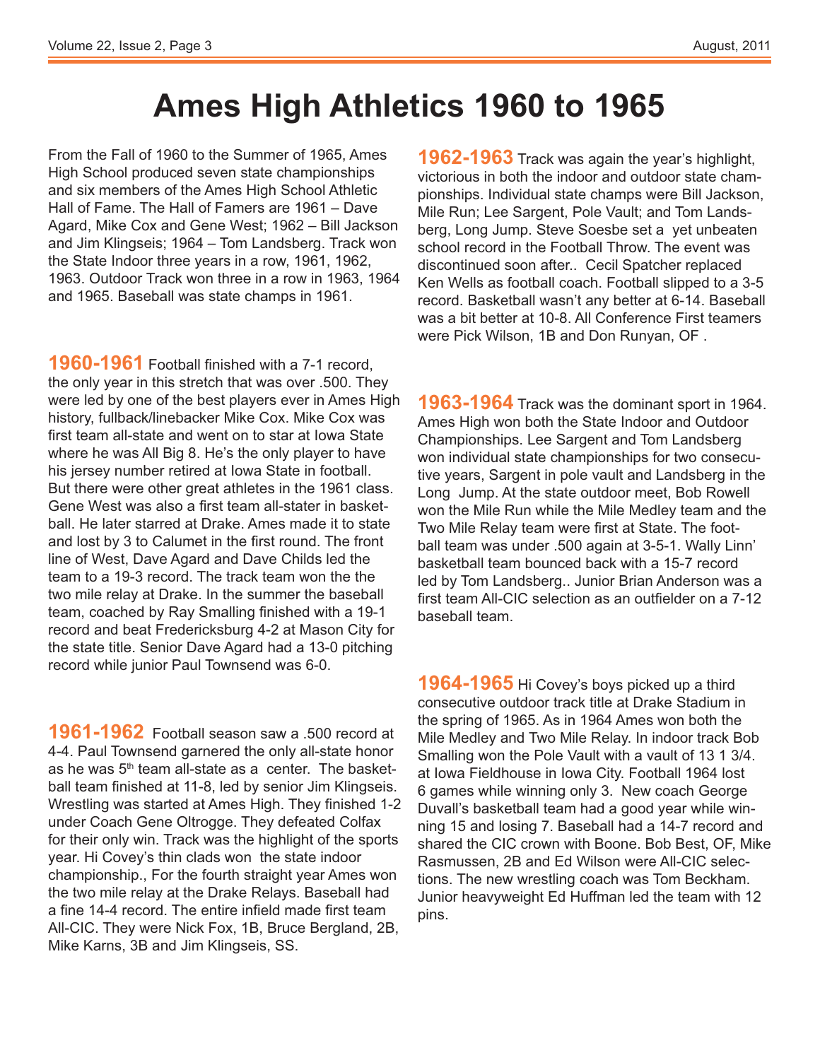# Ames High Athletics 1960 to 1965

From the Fall of 1960 to the Summer of 1965, Ames High School produced seven state championships and six members of the Ames High School Athletic Hall of Fame. The Hall of Famers are 1961 – Dave Agard, Mike Cox and Gene West; 1962 – Bill Jackson and Jim Klingseis; 1964 – Tom Landsberg. Track won the State Indoor three years in a row, 1961, 1962, 1963. Outdoor Track won three in a row in 1963, 1964 and 1965. Baseball was state champs in 1961.

**1960-1961** Football finished with a 7-1 record, the only year in this stretch that was over .500. They were led by one of the best players ever in Ames High history, fullback/linebacker Mike Cox. Mike Cox was first team all-state and went on to star at Iowa State where he was All Big 8. He's the only player to have his jersey number retired at Iowa State in football. But there were other great athletes in the 1961 class. Gene West was also a first team all-stater in basketball. He later starred at Drake. Ames made it to state and lost by 3 to Calumet in the first round. The front line of West, Dave Agard and Dave Childs led the team to a 19-3 record. The track team won the the two mile relay at Drake. In the summer the baseball team, coached by Ray Smalling finished with a 19-1 record and beat Fredericksburg 4-2 at Mason City for the state title. Senior Dave Agard had a 13-0 pitching record while junior Paul Townsend was 6-0.

**1961-1962** Football season saw a .500 record at 4-4. Paul Townsend garnered the only all-state honor as he was 5th team all-state as a center. The basketball team finished at 11-8, led by senior Jim Klingseis. Wrestling was started at Ames High. They finished 1-2 under Coach Gene Oltrogge. They defeated Colfax for their only win. Track was the highlight of the sports year. Hi Covey's thin clads won the state indoor championship., For the fourth straight year Ames won the two mile relay at the Drake Relays. Baseball had a fine 14-4 record. The entire infield made first team All-CIC. They were Nick Fox, 1B, Bruce Bergland, 2B, Mike Karns, 3B and Jim Klingseis, SS.

**1962-1963** Track was again the year's highlight, victorious in both the indoor and outdoor state championships. Individual state champs were Bill Jackson, Mile Run; Lee Sargent, Pole Vault; and Tom Landsberg, Long Jump. Steve Soesbe set a yet unbeaten school record in the Football Throw. The event was discontinued soon after.. Cecil Spatcher replaced Ken Wells as football coach. Football slipped to a 3-5 record. Basketball wasn't any better at 6-14. Baseball was a bit better at 10-8. All Conference First teamers were Pick Wilson, 1B and Don Runyan, OF .

**1963-1964** Track was the dominant sport in 1964. Ames High won both the State Indoor and Outdoor Championships. Lee Sargent and Tom Landsberg won individual state championships for two consecutive years, Sargent in pole vault and Landsberg in the Long Jump. At the state outdoor meet, Bob Rowell won the Mile Run while the Mile Medley team and the Two Mile Relay team were first at State. The football team was under .500 again at 3-5-1. Wally Linn' basketball team bounced back with a 15-7 record led by Tom Landsberg.. Junior Brian Anderson was a first team All-CIC selection as an outfielder on a 7-12 baseball team.

**1964-1965** Hi Covey's boys picked up a third consecutive outdoor track title at Drake Stadium in the spring of 1965. As in 1964 Ames won both the Mile Medley and Two Mile Relay. In indoor track Bob Smalling won the Pole Vault with a vault of 13 1 3/4. at Iowa Fieldhouse in Iowa City. Football 1964 lost 6 games while winning only 3. New coach George Duvall's basketball team had a good year while winning 15 and losing 7. Baseball had a 14-7 record and shared the CIC crown with Boone. Bob Best, OF, Mike Rasmussen, 2B and Ed Wilson were All-CIC selections. The new wrestling coach was Tom Beckham. Junior heavyweight Ed Huffman led the team with 12 pins.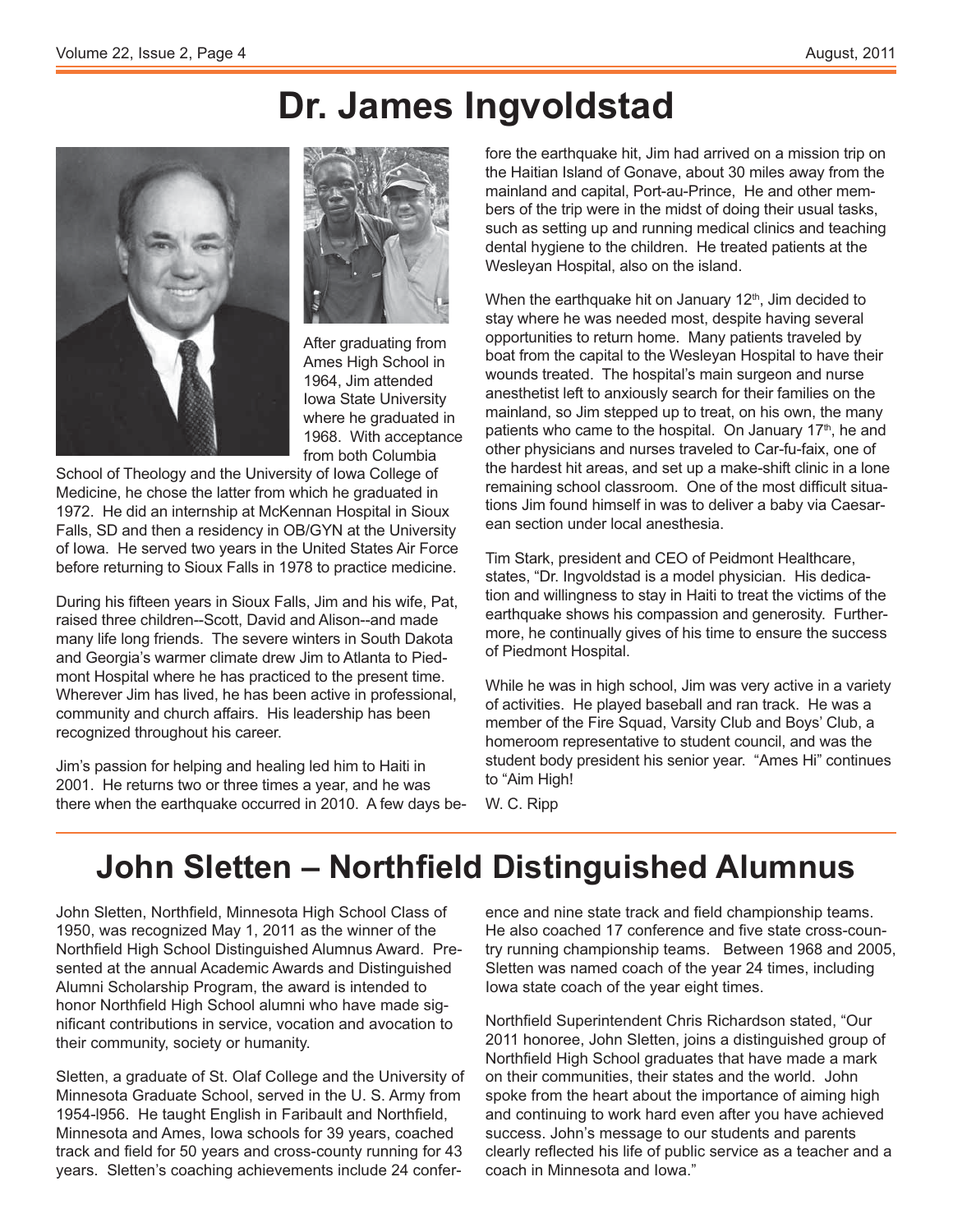# Dr. James Ingvoldstad

After graduating from Ames High School in 1964, Jim attended Iowa State University where he graduated in 1968. With acceptance from both Columbia School of Theology and the University of Iowa College of Medicine, he chose the latter from which he graduated in 1972. He did an internship at McKennan Hospital in Sioux Falls, SD and then a residency in OB/GYN at the University of Iowa. He served two years in the United States Air Force before returning to Sioux Falls in 1978 to practice medicine.

During his fifteen years in Sioux Falls, Jim and his wife, Pat, raised three children--Scott, David and Alison--and made many life long friends. The severe winters in South Dakota and Georgia's warmer climate drew Jim to Atlanta to Piedmont Hospital where he has practiced to the present time. Wherever Jim has lived, he has been active in professional, community and church affairs. His leadership has been recognized throughout his career.

Jim's passion for helping and healing led him to Haiti in 2001. He returns two or three times a year, and he was there when the earthquake occurred in 2010. A few days before the earthquake hit, Jim had arrived on a mission trip on the Haitian Island of Gonave, about 30 miles away from the mainland and capital, Port-au-Prince, He and other members of the trip were in the midst of doing their usual tasks, such as setting up and running medical clinics and teaching dental hygiene to the children. He treated patients at the Wesleyan Hospital, also on the island.

When the earthquake hit on January 12th, Jim decided to stay where he was needed most, despite having several opportunities to return home. Many patients traveled by boat from the capital to the Wesleyan Hospital to have their wounds treated. The hospital's main surgeon and nurse anesthetist left to anxiously search for their families on the mainland, so Jim stepped up to treat, on his own, the many patients who came to the hospital. On January 17th, he and other physicians and nurses traveled to Car-fu-faix, one of the hardest hit areas, and set up a make-shift clinic in a lone remaining school classroom. One of the most difficult situations Jim found himself in was to deliver a baby via Caesarean section under local anesthesia.

Tim Stark, president and CEO of Peidmont Healthcare, states, "Dr. Ingvoldstad is a model physician. His dedication and willingness to stay in Haiti to treat the victims of the earthquake shows his compassion and generosity. Furthermore, he continually gives of his time to ensure the success of Piedmont Hospital.

While he was in high school, Jim was very active in a variety of activities. He played baseball and ran track. He was a member of the Fire Squad, Varsity Club and Boys' Club, a homeroom representative to student council, and was the student body president his senior year. "Ames Hi" continues to "Aim High!

W. C. Ripp

# John Sletten – Northfield Distinguished Alumnus

John Sletten, Northfield, Minnesota High School Class of 1950, was recognized May 1, 2011 as the winner of the Northfield High School Distinguished Alumnus Award. Presented at the annual Academic Awards and Distinguished Alumni Scholarship Program, the award is intended to honor Northfield High School alumni who have made significant contributions in service, vocation and avocation to their community, society or humanity.

Sletten, a graduate of St. Olaf College and the University of Minnesota Graduate School, served in the U. S. Army from 1954-l956. He taught English in Faribault and Northfield, Minnesota and Ames, Iowa schools for 39 years, coached track and field for 50 years and cross-county running for 43 years. Sletten's coaching achievements include 24 conference and nine state track and field championship teams. He also coached 17 conference and five state cross-country running championship teams. Between 1968 and 2005, Sletten was named coach of the year 24 times, including Iowa state coach of the year eight times.

Northfield Superintendent Chris Richardson stated, "Our 2011 honoree, John Sletten, joins a distinguished group of Northfield High School graduates that have made a mark on their communities, their states and the world. John spoke from the heart about the importance of aiming high and continuing to work hard even after you have achieved success. John's message to our students and parents clearly reflected his life of public service as a teacher and a coach in Minnesota and Iowa."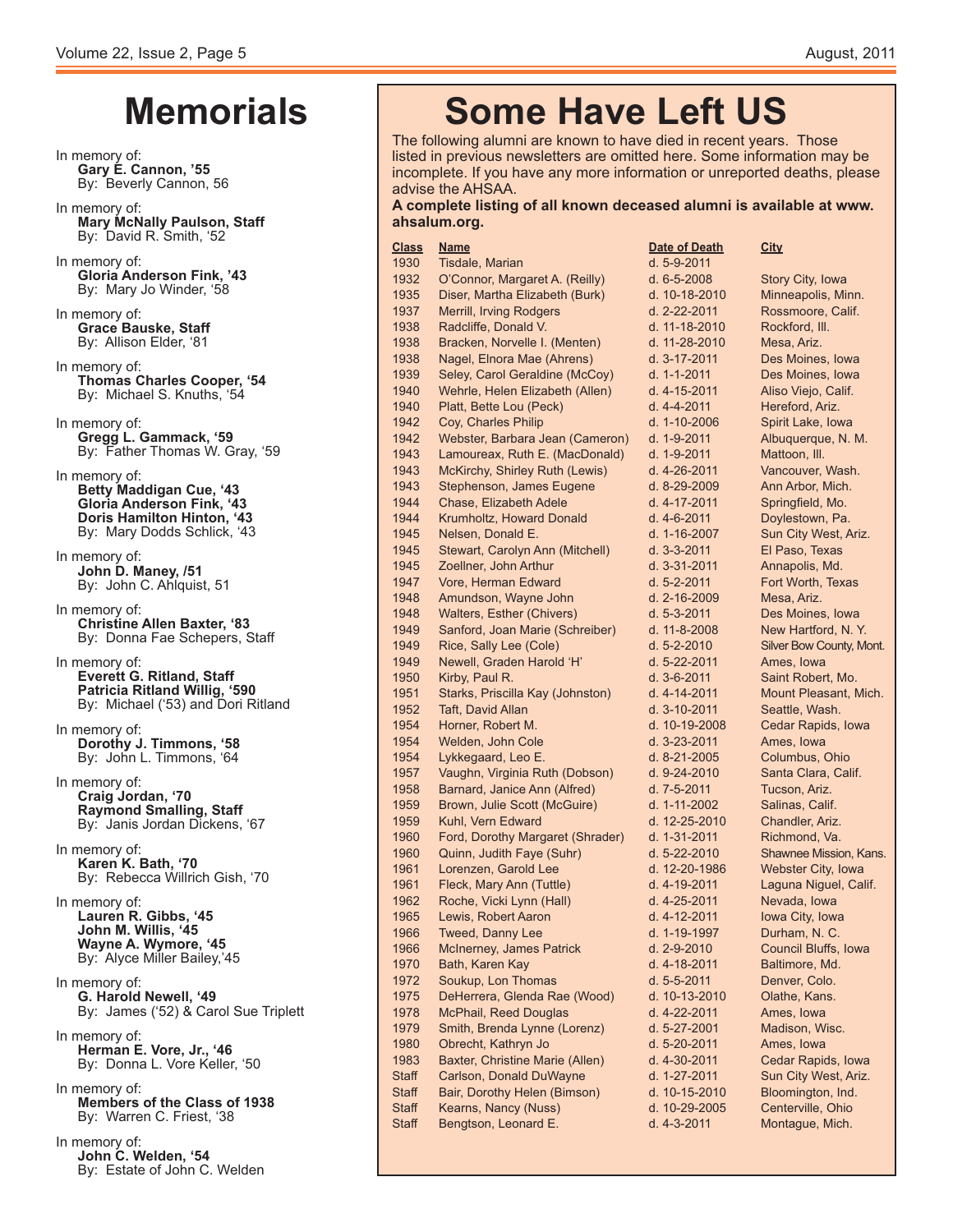# Memorials

In memory of:
**Gary E. Cannon, '55**
By: Beverly Cannon, 56

In memory of:
**Mary McNally Paulson, Staff**
By: David R. Smith, '52

In memory of:
**Gloria Anderson Fink, '43**
By: Mary Jo Winder, '58

In memory of:
**Grace Bauske, Staff**
By: Allison Elder, '81

In memory of:
**Thomas Charles Cooper, '54**
By: Michael S. Knuths, '54

In memory of:
**Gregg L. Gammack, '59**
By: Father Thomas W. Gray, '59

In memory of:
**Betty Maddigan Cue, '43**
**Gloria Anderson Fink, '43**
**Doris Hamilton Hinton, '43**
By: Mary Dodds Schlick, '43

In memory of:
**John D. Maney, /51**
By: John C. Ahlquist, 51

In memory of:
**Christine Allen Baxter, '83**
By: Donna Fae Schepers, Staff

In memory of:
**Everett G. Ritland, Staff**
**Patricia Ritland Willig, '590**
By: Michael ('53) and Dori Ritland

In memory of:
**Dorothy J. Timmons, '58**
By: John L. Timmons, '64

In memory of:
**Craig Jordan, '70**
**Raymond Smalling, Staff**
By: Janis Jordan Dickens, '67

In memory of:
**Karen K. Bath, '70**
By: Rebecca Willrich Gish, '70

In memory of:
**Lauren R. Gibbs, '45**
**John M. Willis, '45**
**Wayne A. Wymore, '45**
By: Alyce Miller Bailey,'45

In memory of:
**G. Harold Newell, '49**
By: James ('52) & Carol Sue Triplett

In memory of:
**Herman E. Vore, Jr., '46**
By: Donna L. Vore Keller, '50

In memory of:
**Members of the Class of 1938**
By: Warren C. Friest, '38

In memory of:
**John C. Welden, '54**
By: Estate of John C. Welden

# Some Have Left US

The following alumni are known to have died in recent years. Those listed in previous newsletters are omitted here. Some information may be incomplete. If you have any more information or unreported deaths, please advise the AHSAA.

**A complete listing of all known deceased alumni is available at www.ahsalum.org.**

| Class | Name | Date of Death | City |
|---|---|---|---|
| 1930 | Tisdale, Marian | d. 5-9-2011 | |
| 1932 | O'Connor, Margaret A. (Reilly) | d. 6-5-2008 | Story City, Iowa |
| 1935 | Diser, Martha Elizabeth (Burk) | d. 10-18-2010 | Minneapolis, Minn. |
| 1937 | Merrill, Irving Rodgers | d. 2-22-2011 | Rossmoore, Calif. |
| 1938 | Radcliffe, Donald V. | d. 11-18-2010 | Rockford, Ill. |
| 1938 | Bracken, Norvelle I. (Menten) | d. 11-28-2010 | Mesa, Ariz. |
| 1938 | Nagel, Elnora Mae (Ahrens) | d. 3-17-2011 | Des Moines, Iowa |
| 1939 | Seley, Carol Geraldine (McCoy) | d. 1-1-2011 | Des Moines, Iowa |
| 1940 | Wehrle, Helen Elizabeth (Allen) | d. 4-15-2011 | Aliso Viejo, Calif. |
| 1940 | Platt, Bette Lou (Peck) | d. 4-4-2011 | Hereford, Ariz. |
| 1942 | Coy, Charles Philip | d. 1-10-2006 | Spirit Lake, Iowa |
| 1942 | Webster, Barbara Jean (Cameron) | d. 1-9-2011 | Albuquerque, N. M. |
| 1943 | Lamoureax, Ruth E. (MacDonald) | d. 1-9-2011 | Mattoon, Ill. |
| 1943 | McKirchy, Shirley Ruth (Lewis) | d. 4-26-2011 | Vancouver, Wash. |
| 1943 | Stephenson, James Eugene | d. 8-29-2009 | Ann Arbor, Mich. |
| 1944 | Chase, Elizabeth Adele | d. 4-17-2011 | Springfield, Mo. |
| 1944 | Krumholtz, Howard Donald | d. 4-6-2011 | Doylestown, Pa. |
| 1945 | Nelsen, Donald E. | d. 1-16-2007 | Sun City West, Ariz. |
| 1945 | Stewart, Carolyn Ann (Mitchell) | d. 3-3-2011 | El Paso, Texas |
| 1945 | Zoellner, John Arthur | d. 3-31-2011 | Annapolis, Md. |
| 1947 | Vore, Herman Edward | d. 5-2-2011 | Fort Worth, Texas |
| 1948 | Amundson, Wayne John | d. 2-16-2009 | Mesa, Ariz. |
| 1948 | Walters, Esther (Chivers) | d. 5-3-2011 | Des Moines, Iowa |
| 1949 | Sanford, Joan Marie (Schreiber) | d. 11-8-2008 | New Hartford, N. Y. |
| 1949 | Rice, Sally Lee (Cole) | d. 5-2-2010 | Silver Bow County, Mont. |
| 1949 | Newell, Graden Harold 'H' | d. 5-22-2011 | Ames, Iowa |
| 1950 | Kirby, Paul R. | d. 3-6-2011 | Saint Robert, Mo. |
| 1951 | Starks, Priscilla Kay (Johnston) | d. 4-14-2011 | Mount Pleasant, Mich. |
| 1952 | Taft, David Allan | d. 3-10-2011 | Seattle, Wash. |
| 1954 | Horner, Robert M. | d. 10-19-2008 | Cedar Rapids, Iowa |
| 1954 | Welden, John Cole | d. 3-23-2011 | Ames, Iowa |
| 1954 | Lykkegaard, Leo E. | d. 8-21-2005 | Columbus, Ohio |
| 1957 | Vaughn, Virginia Ruth (Dobson) | d. 9-24-2010 | Santa Clara, Calif. |
| 1958 | Barnard, Janice Ann (Alfred) | d. 7-5-2011 | Tucson, Ariz. |
| 1959 | Brown, Julie Scott (McGuire) | d. 1-11-2002 | Salinas, Calif. |
| 1959 | Kuhl, Vern Edward | d. 12-25-2010 | Chandler, Ariz. |
| 1960 | Ford, Dorothy Margaret (Shrader) | d. 1-31-2011 | Richmond, Va. |
| 1960 | Quinn, Judith Faye (Suhr) | d. 5-22-2010 | Shawnee Mission, Kans. |
| 1961 | Lorenzen, Garold Lee | d. 12-20-1986 | Webster City, Iowa |
| 1961 | Fleck, Mary Ann (Tuttle) | d. 4-19-2011 | Laguna Niguel, Calif. |
| 1962 | Roche, Vicki Lynn (Hall) | d. 4-25-2011 | Nevada, Iowa |
| 1965 | Lewis, Robert Aaron | d. 4-12-2011 | Iowa City, Iowa |
| 1966 | Tweed, Danny Lee | d. 1-19-1997 | Durham, N. C. |
| 1966 | McInerney, James Patrick | d. 2-9-2010 | Council Bluffs, Iowa |
| 1970 | Bath, Karen Kay | d. 4-18-2011 | Baltimore, Md. |
| 1972 | Soukup, Lon Thomas | d. 5-5-2011 | Denver, Colo. |
| 1975 | DeHerrera, Glenda Rae (Wood) | d. 10-13-2010 | Olathe, Kans. |
| 1978 | McPhail, Reed Douglas | d. 4-22-2011 | Ames, Iowa |
| 1979 | Smith, Brenda Lynne (Lorenz) | d. 5-27-2001 | Madison, Wisc. |
| 1980 | Obrecht, Kathryn Jo | d. 5-20-2011 | Ames, Iowa |
| 1983 | Baxter, Christine Marie (Allen) | d. 4-30-2011 | Cedar Rapids, Iowa |
| Staff | Carlson, Donald DuWayne | d. 1-27-2011 | Sun City West, Ariz. |
| Staff | Bair, Dorothy Helen (Bimson) | d. 10-15-2010 | Bloomington, Ind. |
| Staff | Kearns, Nancy (Nuss) | d. 10-29-2005 | Centerville, Ohio |
| Staff | Bengtson, Leonard E. | d. 4-3-2011 | Montague, Mich. |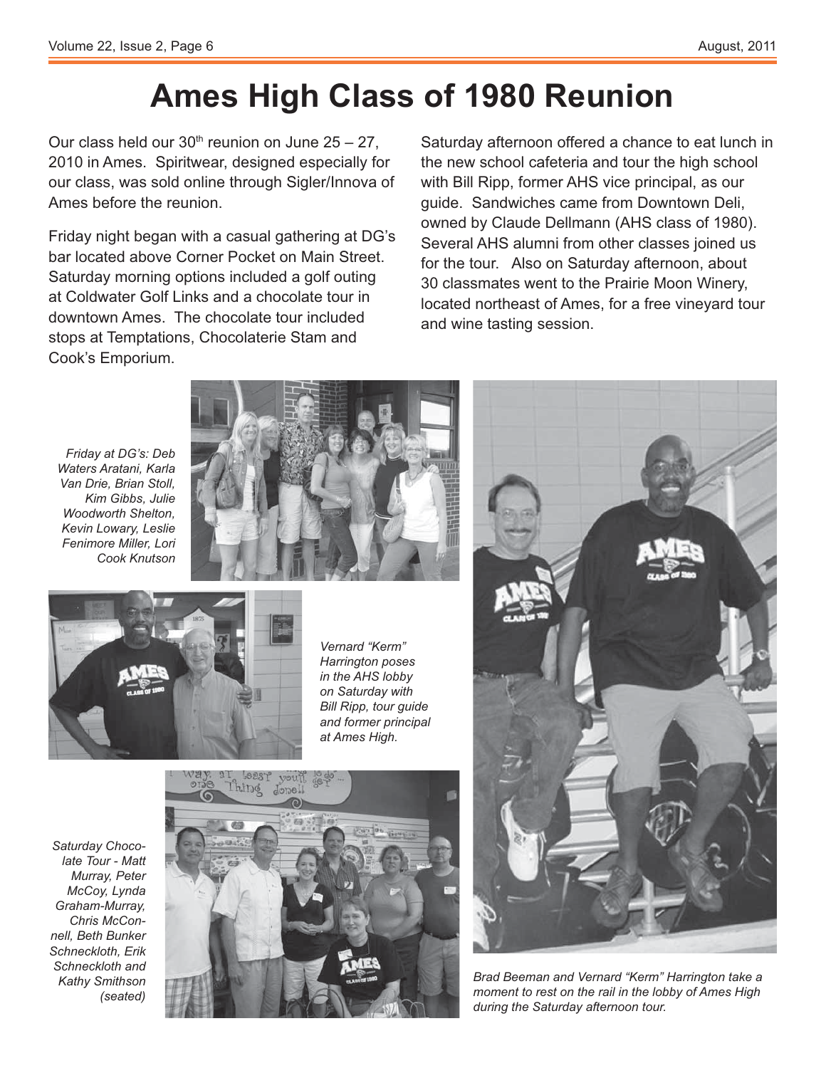# Ames High Class of 1980 Reunion

Our class held our 30th reunion on June 25 – 27, 2010 in Ames. Spiritwear, designed especially for our class, was sold online through Sigler/Innova of Ames before the reunion.

Friday night began with a casual gathering at DG's bar located above Corner Pocket on Main Street. Saturday morning options included a golf outing at Coldwater Golf Links and a chocolate tour in downtown Ames. The chocolate tour included stops at Temptations, Chocolaterie Stam and Cook's Emporium.

Saturday afternoon offered a chance to eat lunch in the new school cafeteria and tour the high school with Bill Ripp, former AHS vice principal, as our guide. Sandwiches came from Downtown Deli, owned by Claude Dellmann (AHS class of 1980). Several AHS alumni from other classes joined us for the tour. Also on Saturday afternoon, about 30 classmates went to the Prairie Moon Winery, located northeast of Ames, for a free vineyard tour and wine tasting session.

*Friday at DG's: Deb Waters Aratani, Karla Van Drie, Brian Stoll, Kim Gibbs, Julie Woodworth Shelton, Kevin Lowary, Leslie Fenimore Miller, Lori Cook Knutson*

*Vernard "Kerm" Harrington poses in the AHS lobby on Saturday with Bill Ripp, tour guide and former principal at Ames High.*

*Saturday Chocolate Tour - Matt Murray, Peter McCoy, Lynda Graham-Murray, Chris McConnell, Beth Bunker Schneckloth, Erik Schneckloth and Kathy Smithson (seated)*

*Brad Beeman and Vernard "Kerm" Harrington take a moment to rest on the rail in the lobby of Ames High during the Saturday afternoon tour.*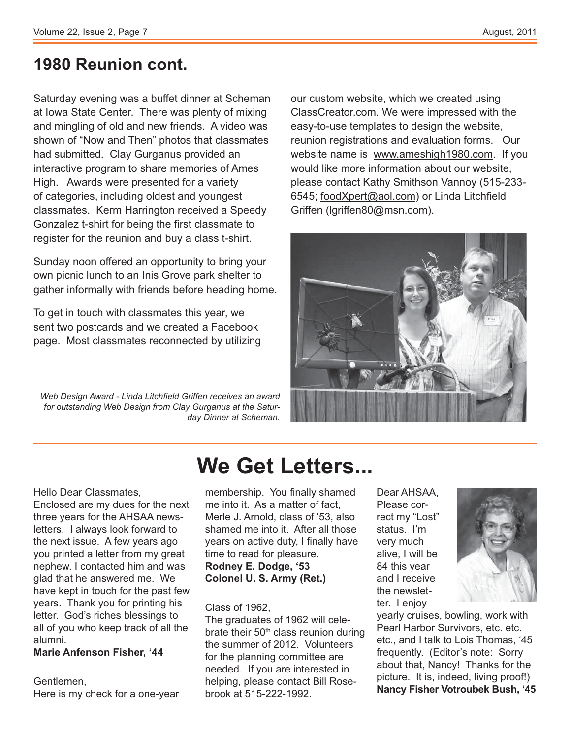## 1980 Reunion cont.

Saturday evening was a buffet dinner at Scheman at Iowa State Center. There was plenty of mixing and mingling of old and new friends. A video was shown of "Now and Then" photos that classmates had submitted. Clay Gurganus provided an interactive program to share memories of Ames High. Awards were presented for a variety of categories, including oldest and youngest classmates. Kerm Harrington received a Speedy Gonzalez t-shirt for being the first classmate to register for the reunion and buy a class t-shirt.

Sunday noon offered an opportunity to bring your own picnic lunch to an Inis Grove park shelter to gather informally with friends before heading home.

To get in touch with classmates this year, we sent two postcards and we created a Facebook page. Most classmates reconnected by utilizing our custom website, which we created using ClassCreator.com. We were impressed with the easy-to-use templates to design the website, reunion registrations and evaluation forms. Our website name is www.ameshigh1980.com. If you would like more information about our website, please contact Kathy Smithson Vannoy (515-233-6545; foodXpert@aol.com) or Linda Litchfield Griffen (lgriffen80@msn.com).

*Web Design Award - Linda Litchfield Griffen receives an award for outstanding Web Design from Clay Gurganus at the Saturday Dinner at Scheman.*

# We Get Letters...

Hello Dear Classmates,
Enclosed are my dues for the next three years for the AHSAA newsletters. I always look forward to the next issue. A few years ago you printed a letter from my great nephew. I contacted him and was glad that he answered me. We have kept in touch for the past few years. Thank you for printing his letter. God's riches blessings to all of you who keep track of all the alumni.
**Marie Anfenson Fisher, '44**

Gentlemen,
Here is my check for a one-year membership. You finally shamed me into it. As a matter of fact, Merle J. Arnold, class of '53, also shamed me into it. After all those years on active duty, I finally have time to read for pleasure.
**Rodney E. Dodge, '53**
**Colonel U. S. Army (Ret.)**

Class of 1962,
The graduates of 1962 will celebrate their 50th class reunion during the summer of 2012. Volunteers for the planning committee are needed. If you are interested in helping, please contact Bill Rosebrook at 515-222-1992.

Dear AHSAA,
Please correct my "Lost" status. I'm very much alive, I will be 84 this year and I receive the newsletter. I enjoy yearly cruises, bowling, work with Pearl Harbor Survivors, etc. etc. etc., and I talk to Lois Thomas, '45 frequently. (Editor's note: Sorry about that, Nancy! Thanks for the picture. It is, indeed, living proof!)
**Nancy Fisher Votroubek Bush, '45**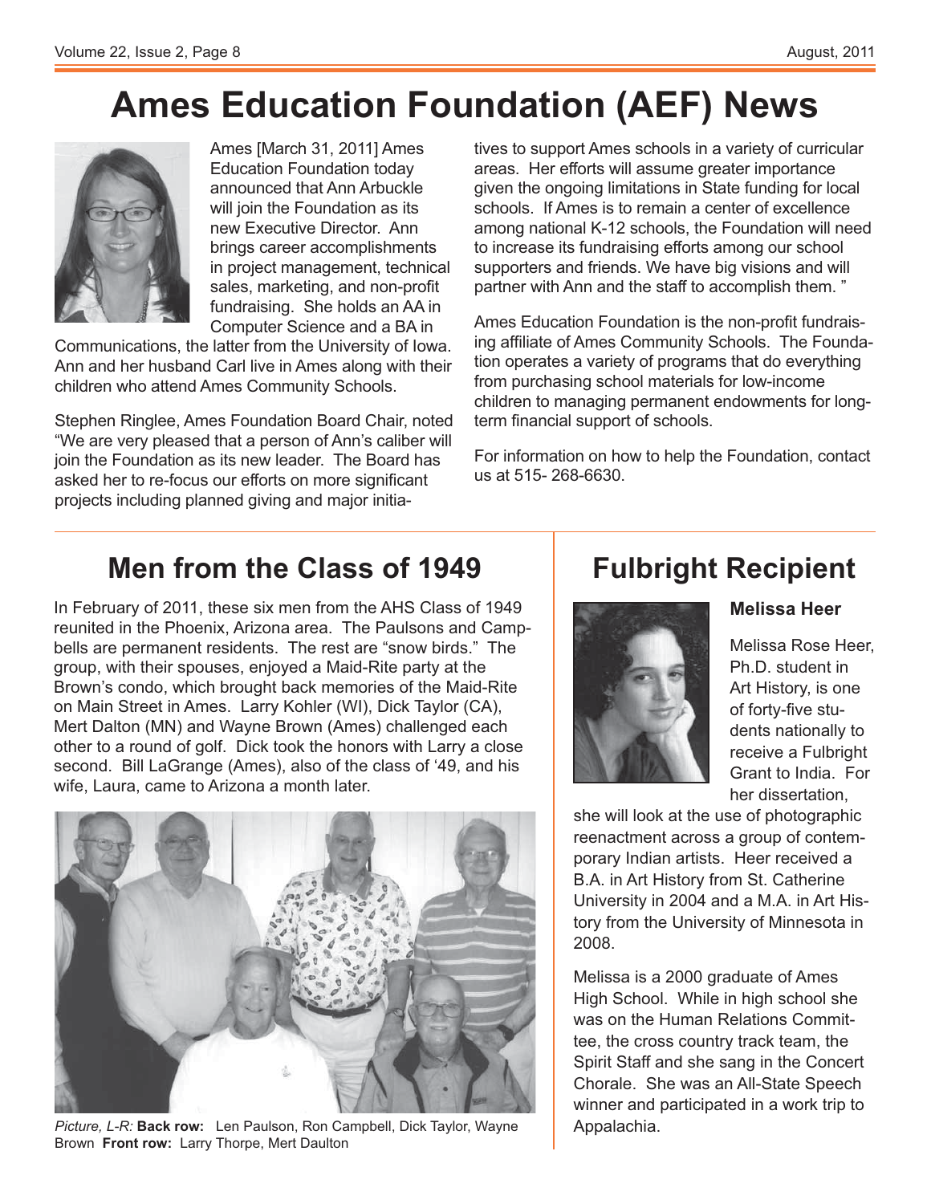# Ames Education Foundation (AEF) News

Ames [March 31, 2011] Ames Education Foundation today announced that Ann Arbuckle will join the Foundation as its new Executive Director. Ann brings career accomplishments in project management, technical sales, marketing, and non-profit fundraising. She holds an AA in Computer Science and a BA in Communications, the latter from the University of Iowa. Ann and her husband Carl live in Ames along with their children who attend Ames Community Schools.

Stephen Ringlee, Ames Foundation Board Chair, noted "We are very pleased that a person of Ann's caliber will join the Foundation as its new leader. The Board has asked her to re-focus our efforts on more significant projects including planned giving and major initiatives to support Ames schools in a variety of curricular areas. Her efforts will assume greater importance given the ongoing limitations in State funding for local schools. If Ames is to remain a center of excellence among national K-12 schools, the Foundation will need to increase its fundraising efforts among our school supporters and friends. We have big visions and will partner with Ann and the staff to accomplish them. "

Ames Education Foundation is the non-profit fundraising affiliate of Ames Community Schools. The Foundation operates a variety of programs that do everything from purchasing school materials for low-income children to managing permanent endowments for long-term financial support of schools.

For information on how to help the Foundation, contact us at 515- 268-6630.

## Men from the Class of 1949

In February of 2011, these six men from the AHS Class of 1949 reunited in the Phoenix, Arizona area. The Paulsons and Campbells are permanent residents. The rest are "snow birds." The group, with their spouses, enjoyed a Maid-Rite party at the Brown's condo, which brought back memories of the Maid-Rite on Main Street in Ames. Larry Kohler (WI), Dick Taylor (CA), Mert Dalton (MN) and Wayne Brown (Ames) challenged each other to a round of golf. Dick took the honors with Larry a close second. Bill LaGrange (Ames), also of the class of '49, and his wife, Laura, came to Arizona a month later.

*Picture, L-R:* **Back row:** Len Paulson, Ron Campbell, Dick Taylor, Wayne Brown **Front row:** Larry Thorpe, Mert Daulton

## Fulbright Recipient

**Melissa Heer**

Melissa Rose Heer, Ph.D. student in Art History, is one of forty-five students nationally to receive a Fulbright Grant to India. For her dissertation, she will look at the use of photographic reenactment across a group of contemporary Indian artists. Heer received a B.A. in Art History from St. Catherine University in 2004 and a M.A. in Art History from the University of Minnesota in 2008.

Melissa is a 2000 graduate of Ames High School. While in high school she was on the Human Relations Committee, the cross country track team, the Spirit Staff and she sang in the Concert Chorale. She was an All-State Speech winner and participated in a work trip to Appalachia.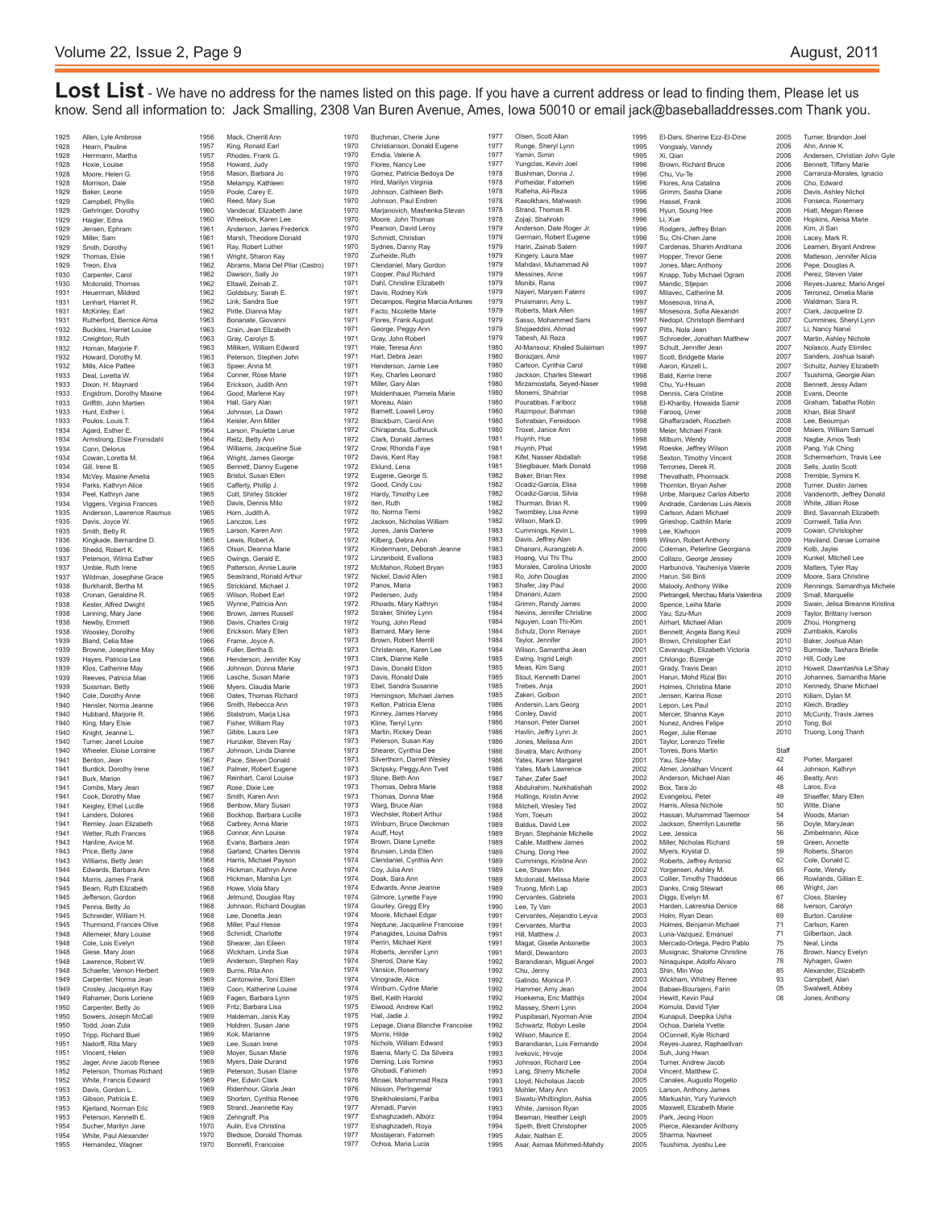# Lost List

- We have no address for the names listed on this page. If you have a current address or lead to finding them, Please let us know. Send all information to: Jack Smalling, 2308 Van Buren Avenue, Ames, Iowa 50010 or email jack@baseballaddresses.com Thank you.

| Year | Name |
|---|---|
| 1925 | Allen, Lyle Ambrose |
| 1928 | Hearn, Pauline |
| 1928 | Herrmann, Martha |
| 1928 | Hoxie, Louise |
| 1928 | Moore, Helen G. |
| 1928 | Morrison, Dale |
| 1929 | Baker, Leone |
| 1929 | Campbell, Phyllis |
| 1929 | Gehringer, Dorothy |
| 1929 | Haigler, Edna |
| 1929 | Jensen, Ephram |
| 1929 | Miller, Sam |
| 1929 | Smith, Dorothy |
| 1929 | Thomas, Elsie |
| 1929 | Treon, Elva |
| 1930 | Carpenter, Carol |
| 1930 | Mcdonald, Thomas |
| 1931 | Heuerman, Mildred |
| 1931 | Lenhart, Harriet R. |
| 1931 | McKinley, Earl |
| 1931 | Rutherford, Bernice Alma |
| 1932 | Buckles, Harriet Louise |
| 1932 | Creighton, Ruth |
| 1932 | Homan, Marjorie F. |
| 1932 | Howard, Dorothy M. |
| 1932 | Mills, Alice Pattee |
| 1933 | Deal, Loretta W. |
| 1933 | Dixon, H. Maynard |
| 1933 | Engstrom, Dorothy Maxine |
| 1933 | Griffith, John Martien |
| 1933 | Hunt, Esther I. |
| 1933 | Poulos, Louis T. |
| 1934 | Agard, Esther E. |
| 1934 | Armstrong, Elsie Fronsdahl |
| 1934 | Conn, Delorus |
| 1934 | Cowan, Loretta M. |
| 1934 | Gill, Irene B. |
| 1934 | McVey, Maxine Amelia |
| 1934 | Parks, Kathryn Alice |
| 1934 | Peel, Kathryn Jane |
| 1934 | Viggers, Virginia Frances |
| 1935 | Anderson, Lawrence Rasmus |
| 1935 | Davis, Joyce W. |
| 1935 | Smith, Betty R. |
| 1936 | Kingkade, Bernardine D. |
| 1936 | Shedd, Robert K. |
| 1937 | Peterson, Wilma Esther |
| 1937 | Umble, Ruth Irene |
| 1937 | Wildman, Josephine Grace |
| 1938 | Burkhardt, Bertha M. |
| 1938 | Cronan, Geraldine R. |
| 1938 | Kester, Alfred Dwight |
| 1938 | Lanning, Mary Jane |
| 1938 | Newby, Emmett |
| 1938 | Woosley, Dorothy |
| 1939 | Bland, Celia Mae |
| 1939 | Browne, Josephine May |
| 1939 | Hayes, Patricia Lea |
| 1939 | Klos, Catherine May |
| 1939 | Reeves, Patricia Mae |
| 1939 | Sussman, Betty |
| 1940 | Cole, Dorothy Anne |
| 1940 | Hensler, Norma Jeanne |
| 1940 | Hubbard, Marjorie R. |
| 1940 | King, Mary Elsie |
| 1940 | Knight, Jeanne L. |
| 1940 | Turner, Janet Louise |
| 1940 | Wheeler, Eloise Lorraine |
| 1941 | Benton, Jean |
| 1941 | Burdick, Dorothy Irene |
| 1941 | Burk, Marion |
| 1941 | Combs, Mary Jean |
| 1941 | Cook, Dorothy Mae |
| 1941 | Keigley, Ethel Lucille |
| 1941 | Landers, Dolores |
| 1941 | Remley, Joan Elizabeth |
| 1941 | Wetter, Ruth Frances |
| 1943 | Hanline, Avice M. |
| 1943 | Price, Betty Jane |
| 1943 | Williams, Betty Jean |
| 1944 | Edwards, Barbara Ann |
| 1944 | Morris, James Frank |
| 1945 | Beam, Ruth Elizabeth |
| 1945 | Jefferson, Gordon |
| 1945 | Penna, Betty Jo |
| 1945 | Schneider, William H. |
| 1945 | Thurmond, Frances Olive |
| 1948 | Altemeier, Mary Louise |
| 1948 | Cole, Lois Evelyn |
| 1948 | Giese, Mary Joan |
| 1948 | Lawrence, Robert W. |
| 1948 | Schaefer, Vernon Herbert |
| 1949 | Carpenter, Norma Jean |
| 1949 | Crosley, Jacquelyn Kay |
| 1949 | Rahamer, Doris Loriene |
| 1950 | Carpenter, Betty Jo |
| 1950 | Sowers, Joseph McCall |
| 1950 | Todd, Joan Zula |
| 1950 | Tripp, Richard Buel |
| 1951 | Nadorff, Rita Mary |
| 1951 | Vincent, Helen |
| 1952 | Jager, Anne Jacob Renee |
| 1952 | Peterson, Thomas Richard |
| 1952 | White, Francis Edward |
| 1953 | Davis, Gordon L. |
| 1953 | Gibson, Patricia E. |
| 1953 | Kjerland, Norman Eric |
| 1953 | Peterson, Kenneth E. |
| 1954 | Sucher, Marilyn Jane |
| 1954 | White, Paul Alexander |
| 1955 | Hernandez, Wagner |
| 1956 | Mack, Cherrill Ann |
| 1957 | King, Ronald Earl |
| 1957 | Rhodes, Frank G. |
| 1958 | Howard, Judy |
| 1958 | Mason, Barbara Jo |
| 1958 | Melampy, Kathleen |
| 1959 | Poole, Carey E. |
| 1960 | Reed, Mary Sue |
| 1960 | Vandecar, Elizabeth Jane |
| 1960 | Wheelock, Karen Lee |
| 1961 | Anderson, James Frederick |
| 1961 | Marsh, Theodore Donald |
| 1961 | Ray, Robert Luther |
| 1961 | Wright, Sharon Kay |
| 1962 | Abrams, Maria Del Pilar (Castro) |
| 1962 | Dawson, Sally Jo |
| 1962 | Eltawil, Zeinab Z. |
| 1962 | Goldsbury, Sarah E. |
| 1962 | Link, Sandra Sue |
| 1962 | Pirtle, Dianna May |
| 1963 | Bonanate, Giovanni |
| 1963 | Crain, Jean Elizabeth |
| 1963 | Gray, Carolyn S. |
| 1963 | Milliken, William Edward |
| 1963 | Peterson, Stephen John |
| 1963 | Speer, Anna M. |
| 1964 | Conner, Rose Marie |
| 1964 | Erickson, Judith Ann |
| 1964 | Good, Marlene Kay |
| 1964 | Hall, Gary Alan |
| 1964 | Johnson, La Dawn |
| 1964 | Keisler, Ann Miller |
| 1964 | Larson, Paulette Larue |
| 1964 | Reitz, Betty Ann |
| 1964 | Williams, Jacqueline Sue |
| 1964 | Wright, James George |
| 1965 | Bennett, Danny Eugene |
| 1965 | Bristol, Susan Ellen |
| 1965 | Cafferty, Phillip J. |
| 1965 | Cott, Shirley Stickler |
| 1965 | Davis, Dennis Milo |
| 1965 | Horn, Judith A. |
| 1965 | Lanczos, Les |
| 1965 | Larson, Karen Ann |
| 1965 | Lewis, Robert A. |
| 1965 | Olson, Deanna Marie |
| 1965 | Owings, Gerald E. |
| 1965 | Patterson, Annie Laurie |
| 1965 | Seastrand, Ronald Arthur |
| 1965 | Strickland, Michael J. |
| 1965 | Wilson, Robert Earl |
| 1965 | Wynne, Patricia Ann |
| 1966 | Brown, James Russell |
| 1966 | Davis, Charles Craig |
| 1966 | Erickson, Mary Ellen |
| 1966 | Frame, Joyce A. |
| 1966 | Fuller, Bertha B. |
| 1966 | Henderson, Jennifer Kay |
| 1966 | Johnson, Donna Marie |
| 1966 | Lasche, Susan Marie |
| 1966 | Myers, Claudia Marie |
| 1966 | Oates, Thomas Richard |
| 1966 | Smith, Rebecca Ann |
| 1966 | Stalstrom, Marja Lisa |
| 1967 | Fisher, William Ray |
| 1967 | Gibbs, Laura Lee |
| 1967 | Hunziker, Steven Ray |
| 1967 | Johnson, Linda Dianne |
| 1967 | Pace, Steven Donald |
| 1967 | Palmer, Robert Eugene |
| 1967 | Reinhart, Carol Louise |
| 1967 | Rose, Dixie Lee |
| 1967 | Smith, Karen Ann |
| 1968 | Benbow, Mary Susan |
| 1968 | Bockhop, Barbara Lucille |
| 1968 | Carbrey, Anna Marie |
| 1968 | Connor, Ann Louise |
| 1968 | Evans, Barbara Jean |
| 1968 | Garland, Charles Dennis |
| 1968 | Harris, Michael Payson |
| 1968 | Hickman, Kathryn Anne |
| 1968 | Hickman, Marsha Lyn |
| 1968 | Howe, Viola Mary |
| 1968 | Jetmund, Douglas Ray |
| 1968 | Johnson, Richard Douglas |
| 1968 | Lee, Donetta Jean |
| 1968 | Miller, Paul Hesse |
| 1968 | Schmidt, Charlotte |
| 1968 | Shearer, Jan Eileen |
| 1968 | Wickham, Linda Sue |
| 1969 | Anderson, Stephen Ray |
| 1969 | Burns, Rita Ann |
| 1969 | Cantonwine, Toni Ellen |
| 1969 | Coon, Katherine Louise |
| 1969 | Fagen, Barbara Lynn |
| 1969 | Fritz, Barbara Lisa |
| 1969 | Haldeman, Janis Kay |
| 1969 | Holdren, Susan Jane |
| 1969 | Kok, Marianne |
| 1969 | Lee, Susan Irene |
| 1969 | Moyer, Susan Marie |
| 1969 | Myers, Dale Durand |
| 1969 | Peterson, Susan Elaine |
| 1969 | Pier, Edwin Clark |
| 1969 | Ridenhour, Gloria Jean |
| 1969 | Shorten, Cynthia Renee |
| 1969 | Strand, Jeannette Kay |
| 1969 | Zehngraff, Pia |
| 1970 | Aulin, Eva Christina |
| 1970 | Bledsoe, Donald Thomas |
| 1970 | Bonnefil, Francoise |
| 1970 | Buchman, Cherie June |
| 1970 | Christianson, Donald Eugene |
| 1970 | Emdia, Valerie A. |
| 1970 | Flores, Nancy Lee |
| 1970 | Gomez, Patricia Bedoya De |
| 1970 | Hird, Marilyn Virginia |
| 1970 | Johnson, Cathleen Beth |
| 1970 | Johnson, Paul Endren |
| 1970 | Marjanovich, Mashenka Stevan |
| 1970 | Moore, John Thomas |
| 1970 | Pearson, David Leroy |
| 1970 | Schmidt, Christian |
| 1970 | Sydnes, Danny Ray |
| 1970 | Zurheide, Ruth |
| 1971 | Clendaniel, Mary Gordon |
| 1971 | Cooper, Paul Richard |
| 1971 | Dahl, Christine Elizabeth |
| 1971 | Davis, Rodney Kirk |
| 1971 | Decampos, Regina Marcia Antunes |
| 1971 | Facto, Nicolette Marie |
| 1971 | Flores, Frank August |
| 1971 | George, Peggy Ann |
| 1971 | Gray, John Robert |
| 1971 | Hale, Teresa Ann |
| 1971 | Hart, Debra Jean |
| 1971 | Henderson, Jamie Lee |
| 1971 | Key, Charles Leonard |
| 1971 | Miller, Gary Alan |
| 1971 | Moldenhauer, Pamela Marie |
| 1971 | Moreau, Alain |
| 1972 | Barnett, Lowell Leroy |
| 1972 | Blackburn, Carol Ann |
| 1972 | Chirapanda, Suthiruck |
| 1972 | Clark, Donald James |
| 1972 | Crow, Rhonda Faye |
| 1972 | Davis, Kent Ray |
| 1972 | Eklund, Lena |
| 1972 | Eugene, George S. |
| 1972 | Good, Cindy Lou |
| 1972 | Hardy, Timothy Lee |
| 1972 | Iten, Ruth |
| 1972 | Ito, Norma Tiemi |
| 1972 | Jackson, Nicholas William |
| 1972 | Jones, Janis Darlene |
| 1972 | Kilberg, Debra Ann |
| 1972 | Kindermann, Deborah Jeanne |
| 1972 | Linzenbold, Evallona |
| 1972 | McMahon, Robert Bryan |
| 1972 | Nickel, David Allen |
| 1972 | Panos, Maria |
| 1972 | Pedersen, Judy |
| 1972 | Rhoads, Mary Kathryn |
| 1972 | Straker, Shirley Lynn |
| 1972 | Young, John Read |
| 1973 | Barnard, Mary Ilene |
| 1973 | Brown, Robert Merrill |
| 1973 | Christensen, Karen Lee |
| 1973 | Clark, Dianne Kelle |
| 1973 | Davis, Donald Eldon |
| 1973 | Davis, Roald Dale |
| 1973 | Ebel, Sandra Susanne |
| 1973 | Hemingson, Michael James |
| 1973 | Kelton, Patricia Elena |
| 1973 | Kinney, James Harvey |
| 1973 | Kline, Terryl Lynn |
| 1973 | Martin, Rickey Dean |
| 1973 | Peterson, Susan Kay |
| 1973 | Shearer, Cynthia Dee |
| 1973 | Silverthorn, Darrell Wesley |
| 1973 | Skripsky, Peggy,Ann Tveit |
| 1973 | Stone, Beth Ann |
| 1973 | Thomas, Debra Marie |
| 1973 | Thomas, Donna Mae |
| 1973 | Warg, Bruce Alan |
| 1973 | Wechsler, Robert Arthur |
| 1973 | Winburn, Bruce Dieckman |
| 1974 | Acuff, Hoyt |
| 1974 | Brown, Diane Lynette |
| 1974 | Brunsen, Linda Ellen |
| 1974 | Clendaniel, Cynthia Ann |
| 1974 | Coy, Julia Ann |
| 1974 | Deak, Sara Ann |
| 1974 | Edwards, Anne Jeanne |
| 1974 | Gilmore, Lynette Faye |
| 1974 | Gourley, Gregg Elry |
| 1974 | Moore, Michael Edgar |
| 1974 | Neptune, Jacqueline Francoise |
| 1974 | Panagides, Louisa Dafnis |
| 1974 | Perrin, Michael Kent |
| 1974 | Roberts, Jennifer Lynn |
| 1974 | Sherod, Diane Kay |
| 1974 | Vansice, Rosemary |
| 1974 | Vinograde, Alice |
| 1974 | Winburn, Cydne Marie |
| 1975 | Bell, Keith Harold |
| 1975 | Elwood, Andrew Karl |
| 1975 | Hall, Jadie J. |
| 1975 | Lepage, Diana Blanche Francoise |
| 1975 | Morris, Hilde |
| 1975 | Nichols, William Edward |
| 1976 | Baena, Marly C. Da Silveira |
| 1976 | Deming, Lois Tomine |
| 1976 | Ghobadi, Fahimeh |
| 1976 | Minaei, Mohammad Reza |
| 1976 | Nilsson, Perlngemar |
| 1976 | Sheikholeslami, Fariba |
| 1977 | Ahmadi, Parvin |
| 1977 | Eshaghzadeh, Alborz |
| 1977 | Eshaghzadeh, Roya |
| 1977 | Mostajeran, Fatemeh |
| 1977 | Ochoa, Maria Lucia |
| 1977 | Olsen, Scott Allan |
| 1977 | Runge, Sheryl Lynn |
| 1977 | Yamin, Simin |
| 1977 | Yungclas, Kevin Joel |
| 1978 | Bushman, Donna J. |
| 1978 | Porheidar, Fatomeh |
| 1978 | Rafieha, Ali-Reza |
| 1978 | Rasolkhani, Mahwash |
| 1978 | Strand, Thomas R. |
| 1978 | Zojaji, Shahrokh |
| 1979 | Anderson, Dale Roger Jr. |
| 1979 | Germain, Robert Eugene |
| 1979 | Hariri, Zainab Salem |
| 1979 | Kingery, Laura Mae |
| 1979 | Mahdavi, Muhammad Ali |
| 1979 | Messines, Anne |
| 1979 | Monibi, Rana |
| 1979 | Nayeri, Maryam Fatemi |
| 1979 | Pruismann, Amy L. |
| 1979 | Roberts, Mark Allen |
| 1979 | Sasso, Mohammed Sami |
| 1979 | Shojaeddini, Ahmad |
| 1979 | Tabesh, Ali Reza |
| 1980 | Al-Mansour, Khaled Sulaiman |
| 1980 | Borazjani, Amir |
| 1980 | Carlson, Cynthia Carol |
| 1980 | Jackson, Charles Stewart |
| 1980 | Mirzamostafa, Seyed-Naser |
| 1980 | Monemi, Shahriar |
| 1980 | Pourabbas, Fariborz |
| 1980 | Razmpour, Bahman |
| 1980 | Sohrabian, Fereidoon |
| 1980 | Troxel, Janice Ann |
| 1981 | Huynh, Hue |
| 1981 | Huynh, Phat |
| 1981 | Kifel, Nasser Abdallah |
| 1981 | Stieglbauer, Mark Donald |
| 1982 | Baker, Brian Rex |
| 1982 | Ocadiz-Garcia, Elisa |
| 1982 | Ocadiz-Garcia, Silvia |
| 1982 | Thurman, Brian R. |
| 1982 | Twombley, Lisa Anne |
| 1982 | Wilson, Mark D. |
| 1983 | Cummings, Kevin L. |
| 1983 | Davis, Jeffrey Alan |
| 1983 | Dhanani, Aurangzeb A. |
| 1983 | Hoang, Vui Thi Thu |
| 1983 | Morales, Carolina Urioste |
| 1983 | Ro, John Douglas |
| 1983 | Shafer, Jay Paul |
| 1984 | Dhanani, Azam |
| 1984 | Grimm, Randy James |
| 1984 | Nevins, Jennifer Christine |
| 1984 | Nguyen, Loan Thi-Kim |
| 1984 | Schulz, Donn Renaye |
| 1984 | Taylor, Jennifer |
| 1984 | Wilson, Samantha Jean |
| 1985 | Ewing, Ingrid Leigh |
| 1985 | Meas, Kim Sang |
| 1985 | Stout, Kenneth Darrel |
| 1985 | Trebes, Anja |
| 1985 | Zakeri, Golbon |
| 1986 | Andersin, Lars Georg |
| 1986 | Conley, David |
| 1986 | Hanson, Peter Daniel |
| 1986 | Havlin, Jeffry Lynn Jr. |
| 1986 | Jones, Melissa Ann |
| 1986 | Sinatra, Marc Anthony |
| 1986 | Yates, Karen Margaret |
| 1986 | Yates, Mark Lawrence |
| 1987 | Taher, Zafer Saef |
| 1988 | Abdulrahim, Nurkhalishah |
| 1988 | Hollings, Kristin Anne |
| 1988 | Mitchell, Wesley Ted |
| 1988 | Yom, Toeurn |
| 1989 | Baldus, David Lee |
| 1989 | Bryan, Stephanie Michelle |
| 1989 | Cable, Matthew James |
| 1989 | Chung, Dong Hee |
| 1989 | Cummings, Kristine Ann |
| 1989 | Lee, Shawn Min |
| 1989 | Mcdonald, Melissa Marie |
| 1989 | Truong, Minh Lap |
| 1990 | Cervantes, Gabriela |
| 1990 | Lee, Ty Van |
| 1991 | Cervantes, Alejandro Leyva |
| 1991 | Cervantes, Martha |
| 1991 | Hill, Matthew J. |
| 1991 | Magat, Giselle Antoinette |
| 1991 | Mardi, Dewantoro |
| 1992 | Barandiaran, Miguel Angel |
| 1992 | Chu, Jenny |
| 1992 | Galindo, Monica P. |
| 1992 | Hammer, Amy Jean |
| 1992 | Hoekema, Eric Matthijs |
| 1992 | Massey, Sherri Lynn |
| 1992 | Puspitasari, Nyoman Anie |
| 1992 | Schwartz, Robyn Leslie |
| 1992 | Wilson, Maurice E. |
| 1993 | Barandiaran, Luis Fernando |
| 1993 | Ivekovic, Hrvoje |
| 1993 | Johnson, Richard Lee |
| 1993 | Lang, Sherry Michelle |
| 1993 | Lloyd, Nicholaus Jacob |
| 1993 | Mohler, Mary Ann |
| 1993 | Siwatu-Whittington, Ashia |
| 1993 | White, Jamison Ryan |
| 1994 | Beaman, Heather Leigh |
| 1994 | Speth, Brett Christopher |
| 1995 | Adair, Nathan E. |
| 1995 | Asar, Asmaa Mohmed-Mahdy |
| 1995 | El-Dars, Sherine Ezz-El-Dine |
| 1995 | Vongsaly, Vanndy |
| 1995 | Xi, Qian |
| 1996 | Brown, Richard Bruce |
| 1996 | Chu, Vu-Te |
| 1996 | Flores, Ana Catalina |
| 1996 | Grimm, Sasha Diane |
| 1996 | Hassel, Frank |
| 1996 | Hyun, Soung Hee |
| 1996 | Li, Xue |
| 1996 | Rodgers, Jeffrey Brian |
| 1996 | Su, Chi-Chen Jane |
| 1997 | Cardenas, Sharim Andriana |
| 1997 | Hopper, Trevor Gene |
| 1997 | Jones, Marc Anthony |
| 1997 | Knapp, Toby Michael Ogram |
| 1997 | Mandic, Stjepan |
| 1997 | Milavec, Catherine M. |
| 1997 | Mosesova, Irina A. |
| 1997 | Mosesova, Sofia Alexandri |
| 1997 | Nedopil, Christoph Bernhard |
| 1997 | Pitts, Nola Jean |
| 1997 | Schroeder, Jonathan Matthew |
| 1997 | Schutt, Jennifer Jean |
| 1997 | Scott, Bridgette Marie |
| 1998 | Aaron, Kinzell L. |
| 1998 | Bald, Kerrie Irene |
| 1998 | Chu, Yu-Hsuan |
| 1998 | Dennis, Cara Cristine |
| 1998 | El-Khariby, Howaida Samir |
| 1998 | Farooq, Umer |
| 1998 | Ghaffarzadeh, Roozbeh |
| 1998 | Meier, Michael Frank |
| 1998 | Milburn, Wendy |
| 1998 | Roeske, Jeffrey Wilson |
| 1998 | Sexton, Timothy Vincent |
| 1998 | Terrones, Derek R. |
| 1998 | Thevathath, Phornsack |
| 1998 | Thornton, Bryan Asher |
| 1998 | Uribe, Marquez Carlos Alberto |
| 1999 | Andrade, Cardenas Luis Alexis |
| 1999 | Carlson, Adam Michael |
| 1999 | Grieshop, Caithlin Marie |
| 1999 | Lee, Kiwhoon |
| 1999 | Wilson, Robert Anthony |
| 2000 | Coleman, Peterline Georgiana |
| 2000 | Collazo, George Jessiey |
| 2000 | Harbunova, Yauheniya Valerie |
| 2000 | Harun, Siti Binti |
| 2000 | Malooly, Anthony Wilke |
| 2000 | Pietrangeli, Merchau Maria Valentina |
| 2000 | Spence, Leiha Marie |
| 2000 | Yau, Szu-Mun |
| 2001 | Airhart, Michael Allan |
| 2001 | Bennett, Angela Bang Keul |
| 2001 | Brown, Christopher Earl |
| 2001 | Cavanaugh, Elizabeth Victoria |
| 2001 | Chilongo, Bizenge |
| 2001 | Grady, Travis Dean |
| 2001 | Harun, Mohd Rizal Bin |
| 2001 | Holmes, Christina Marie |
| 2001 | Jensen, Karina Rose |
| 2001 | Lepon, Les Paul |
| 2001 | Mercer, Shanna Kaye |
| 2001 | Nunez, Andres Felipe |
| 2001 | Reger, Julie Renae |
| 2001 | Taylor, Lorenzo Tirelle |
| 2001 | Torres, Boris Martin |
| 2001 | Yau, Sze-May |
| 2002 | Almer, Jonathan Vincent |
| 2002 | Anderson, Michael Alan |
| 2002 | Box, Tara Jo |
| 2002 | Evangelou, Peter |
| 2002 | Harris, Alissa Nichole |
| 2002 | Hassan, Muhammad Taemoor |
| 2002 | Jackson, Sherrilyn Laurette |
| 2002 | Lee, Jessica |
| 2002 | Miller, Nicholas Richard |
| 2002 | Myers, Krystal D. |
| 2002 | Roberts, Jeffrey Antonio |
| 2002 | Yorgensen, Ashley M. |
| 2003 | Collier, Timothy Thaddeus |
| 2003 | Danks, Craig Stewart |
| 2003 | Diggs, Evelyn M. |
| 2003 | Harden, Lakreshia Denice |
| 2003 | Holm, Ryan Dean |
| 2003 | Holmes, Benjamin Michael |
| 2003 | Luna-Vazquez, Emanuel |
| 2003 | Mercado-Ortega, Pedro Pablo |
| 2003 | Musignac, Shalome Christine |
| 2003 | Ninaquispe, Adolfo Alvaro |
| 2003 | Shin, Min Woo |
| 2003 | Wickham, Whitney Renee |
| 2004 | Babaei-Bourajeni, Farin |
| 2004 | Hewitt, Kevin Paul |
| 2004 | Komula, David Tyler |
| 2004 | Kunapuli, Deepika Usha |
| 2004 | Ochoa, Daniela Yvette |
| 2004 | OConnell, Kyle Richard |
| 2004 | Reyes-Juarez, Raphaellvan |
| 2004 | Suh, Jung Hwan |
| 2004 | Turner, Andrew Jacob |
| 2004 | Vincent, Matthew C. |
| 2005 | Canales, Augusto Rogelio |
| 2005 | Larson, Anthony James |
| 2005 | Markushin, Yury Yurievich |
| 2005 | Maxwell, Elizabeth Marie |
| 2005 | Park, Jeong Hoon |
| 2005 | Pierce, Alexander Anthony |
| 2005 | Sharma, Navneet |
| 2005 | Tsushima, Jyoshu Lee |
| 2005 | Turner, Brandon Joel |
| 2006 | Ahn, Annie K. |
| 2006 | Andersen, Christian John Gyle |
| 2006 | Bennett, Tiffany Marie |
| 2006 | Carranza-Morales, Ignacio |
| 2006 | Cho, Edward |
| 2006 | Davis, Ashley Nichol |
| 2006 | Fonseca, Rosemary |
| 2006 | Hiatt, Megan Renee |
| 2006 | Hopkins, Aleisa Marie |
| 2006 | Kim, Ji San |
| 2006 | Lacey, Mark R. |
| 2006 | Learnen, Bryant Andrew |
| 2006 | Matteson, Jennifer Alicia |
| 2006 | Pepe, Douglas A. |
| 2006 | Perez, Steven Valer |
| 2006 | Reyes-Juarez, Mario Angel |
| 2006 | Terronez, Omelia Marie |
| 2006 | Waldman, Sara R. |
| 2007 | Clark, Jacqueline D. |
| 2007 | Cummines, Sheryl Lynn |
| 2007 | Li, Nancy Nanxi |
| 2007 | Martin, Ashley Nichole |
| 2007 | Nolasco, Audy Elimilec |
| 2007 | Sanders, Joshua Isaiah |
| 2007 | Schultz, Ashley Elizabeth |
| 2007 | Tsushima, Georgie Alan |
| 2008 | Bennett, Jessy Adam |
| 2008 | Evans, Deonte |
| 2008 | Graham, Tabatha Robin |
| 2008 | Khan, Bilal Sharif |
| 2008 | Lee, Beoumjun |
| 2008 | Maiers, William Samuel |
| 2008 | Nagbe, Amos Teah |
| 2008 | Pang, Yuk Ching |
| 2008 | Schermerhorn, Travis Lee |
| 2008 | Sells, Justin Scott |
| 2008 | Tremble, Symira K. |
| 2008 | Turner, Dustin James |
| 2008 | Vandenorth, Jeffrey Donald |
| 2008 | White, Jillian Rose |
| 2009 | Bird, Savannah Elizabeth |
| 2009 | Cornwell, Tatia Ann |
| 2009 | Cowan, Christopher |
| 2009 | Haviland, Danae Lorraine |
| 2009 | Kolb, Jaylei |
| 2009 | Kunkel, Mitchell Lee |
| 2009 | Matters, Tyler Ray |
| 2009 | Moore, Sara Christine |
| 2009 | Rennings, Samanthya Michele |
| 2009 | Small, Marquelle |
| 2009 | Swain, Jelisa Breanne Kristina |
| 2009 | Taylor, Brittany Iverson |
| 2009 | Zhou, Hongmeng |
| 2009 | Zumbakis, Karolis |
| 2010 | Baker, Joshua Allan |
| 2010 | Burnside, Tashara Brielle |
| 2010 | Hill, Cody Lee |
| 2010 | Howell, Dawntashia Le'Shay |
| 2010 | Johannes, Samantha Marie |
| 2010 | Kennedy, Shane Michael |
| 2010 | Killam, Dylan M. |
| 2010 | Kleich, Bradley |
| 2010 | McCurdy, Travis James |
| 2010 | Tong, Bol |
| 2010 | Truong, Long Thanh |

**Staff**

| Year | Name |
|---|---|
| 42 | Porter, Margaret |
| 44 | Johnson, Kathryn |
| 46 | Beatty, Ann |
| 48 | Laros, Eva |
| 49 | Shaeffer, Mary Ellen |
| 50 | Witte, Diane |
| 54 | Woods, Marian |
| 56 | Doyle, MaryJean |
| 56 | Zimbelmann, Alice |
| 59 | Green, Annette |
| 59 | Roberts, Sharon |
| 62 | Cole, Donald C. |
| 65 | Foote, Wendy |
| 66 | Rowlands, Gillian E. |
| 66 | Wright, Jan |
| 67 | Closs, Stanley |
| 68 | Iverson, Carolyn |
| 69 | Burton, Caroline |
| 71 | Carlson, Karen |
| 71 | Gilbertson, Jack |
| 75 | Neal, Linda |
| 76 | Brown, Nancy Evelyn |
| 78 | Nyhagen, Gwen |
| 85 | Alexander, Elizabeth |
| 93 | Campbell, Alan |
| 05 | Swalwell, Abbey |
| 08 | Jones, Anthony |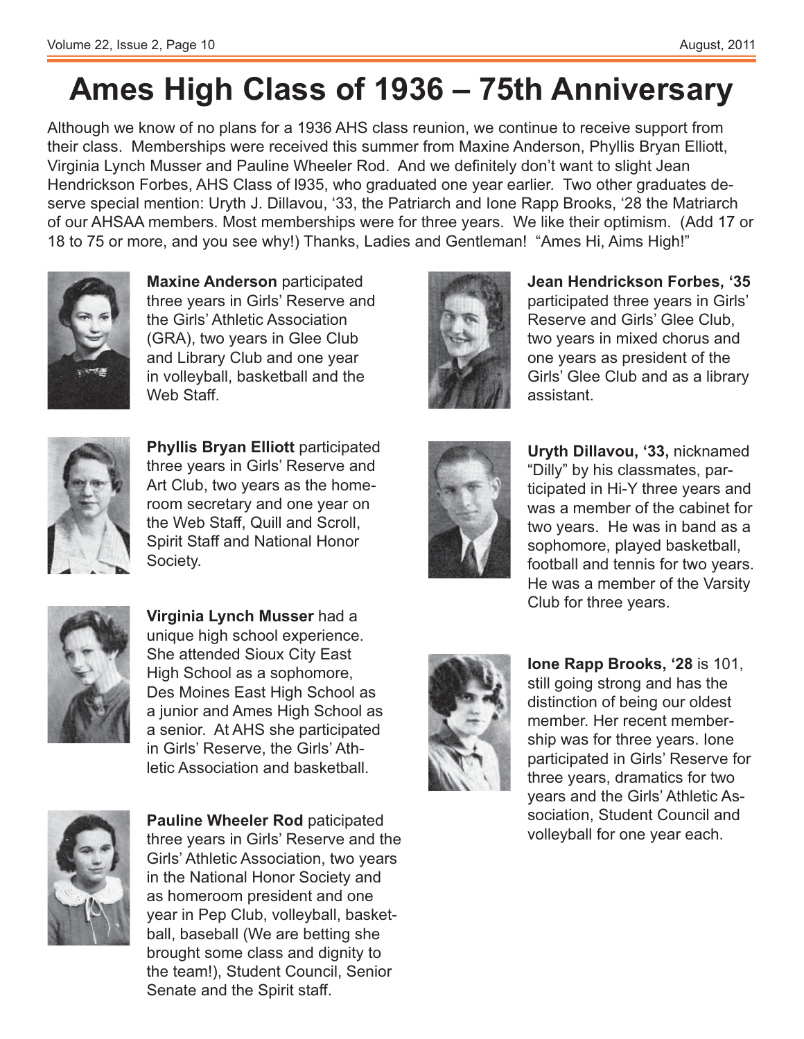# Ames High Class of 1936 – 75th Anniversary

Although we know of no plans for a 1936 AHS class reunion, we continue to receive support from their class. Memberships were received this summer from Maxine Anderson, Phyllis Bryan Elliott, Virginia Lynch Musser and Pauline Wheeler Rod. And we definitely don't want to slight Jean Hendrickson Forbes, AHS Class of l935, who graduated one year earlier. Two other graduates deserve special mention: Uryth J. Dillavou, '33, the Patriarch and Ione Rapp Brooks, '28 the Matriarch of our AHSAA members. Most memberships were for three years. We like their optimism. (Add 17 or 18 to 75 or more, and you see why!) Thanks, Ladies and Gentleman! "Ames Hi, Aims High!"

**Maxine Anderson** participated three years in Girls' Reserve and the Girls' Athletic Association (GRA), two years in Glee Club and Library Club and one year in volleyball, basketball and the Web Staff.

**Phyllis Bryan Elliott** participated three years in Girls' Reserve and Art Club, two years as the homeroom secretary and one year on the Web Staff, Quill and Scroll, Spirit Staff and National Honor Society.

**Virginia Lynch Musser** had a unique high school experience. She attended Sioux City East High School as a sophomore, Des Moines East High School as a junior and Ames High School as a senior. At AHS she participated in Girls' Reserve, the Girls' Athletic Association and basketball.

**Pauline Wheeler Rod** paticipated three years in Girls' Reserve and the Girls' Athletic Association, two years in the National Honor Society and as homeroom president and one year in Pep Club, volleyball, basketball, baseball (We are betting she brought some class and dignity to the team!), Student Council, Senior Senate and the Spirit staff.

**Jean Hendrickson Forbes, '35** participated three years in Girls' Reserve and Girls' Glee Club, two years in mixed chorus and one years as president of the Girls' Glee Club and as a library assistant.

**Uryth Dillavou, '33,** nicknamed "Dilly" by his classmates, participated in Hi-Y three years and was a member of the cabinet for two years. He was in band as a sophomore, played basketball, football and tennis for two years. He was a member of the Varsity Club for three years.

**Ione Rapp Brooks, '28** is 101, still going strong and has the distinction of being our oldest member. Her recent membership was for three years. Ione participated in Girls' Reserve for three years, dramatics for two years and the Girls' Athletic Association, Student Council and volleyball for one year each.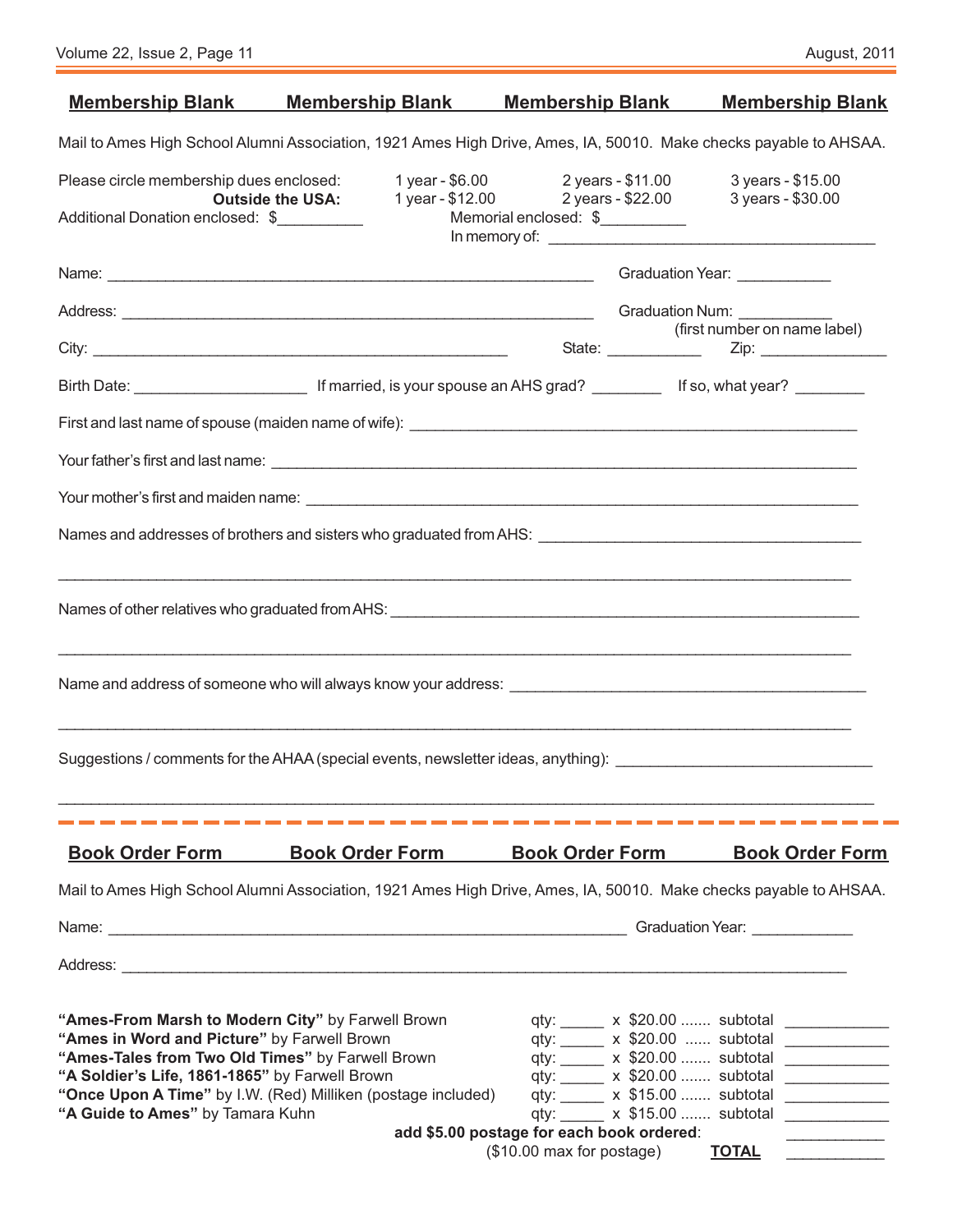## Membership Blank    Membership Blank    Membership Blank    Membership Blank

Mail to Ames High School Alumni Association, 1921 Ames High Drive, Ames, IA, 50010. Make checks payable to AHSAA.

| Please circle membership dues enclosed: | 1 year - $6.00 | 2 years - $11.00 | 3 years - $15.00 |
|---|---|---|---|
| **Outside the USA:** | 1 year - $12.00 | 2 years - $22.00 | 3 years - $30.00 |

Additional Donation enclosed: $__________    Memorial enclosed: $__________

In memory of: ______________________________________

Name: ____________________________________________________________ Graduation Year: ___________

Address: __________________________________________________________ Graduation Num: ___________ (first number on name label)

City: _____________________________________________________ State: ___________ Zip: _______________

Birth Date: ____________________ If married, is your spouse an AHS grad? ________ If so, what year? ________

First and last name of spouse (maiden name of wife): ______________________________________________________

Your father's first and last name: ______________________________________________________________________

Your mother's first and maiden name: ___________________________________________________________________

Names and addresses of brothers and sisters who graduated from AHS: _____________________________________

_____________________________________________________________________________________________

Names of other relatives who graduated from AHS: ________________________________________________________

_____________________________________________________________________________________________

Name and address of someone who will always know your address: ___________________________________________

_____________________________________________________________________________________________

Suggestions / comments for the AHAA (special events, newsletter ideas, anything): ______________________________

_____________________________________________________________________________________________

## Book Order Form    Book Order Form    Book Order Form    Book Order Form

Mail to Ames High School Alumni Association, 1921 Ames High Drive, Ames, IA, 50010. Make checks payable to AHSAA.

Name: ______________________________________________________________ Graduation Year: ___________

Address: _____________________________________________________________________________________

| Book | Qty | Price | Subtotal |
|---|---|---|---|
| **"Ames-From Marsh to Modern City"** by Farwell Brown | qty: _____ | x $20.00 | subtotal ____________ |
| **"Ames in Word and Picture"** by Farwell Brown | qty: _____ | x $20.00 | subtotal ____________ |
| **"Ames-Tales from Two Old Times"** by Farwell Brown | qty: _____ | x $20.00 | subtotal ____________ |
| **"A Soldier's Life, 1861-1865"** by Farwell Brown | qty: _____ | x $20.00 | subtotal ____________ |
| **"Once Upon A Time"** by I.W. (Red) Milliken (postage included) | qty: _____ | x $15.00 | subtotal ____________ |
| **"A Guide to Ames"** by Tamara Kuhn | qty: _____ | x $15.00 | subtotal ____________ |

**add $5.00 postage for each book ordered**: ___________

($10.00 max for postage) **TOTAL** ___________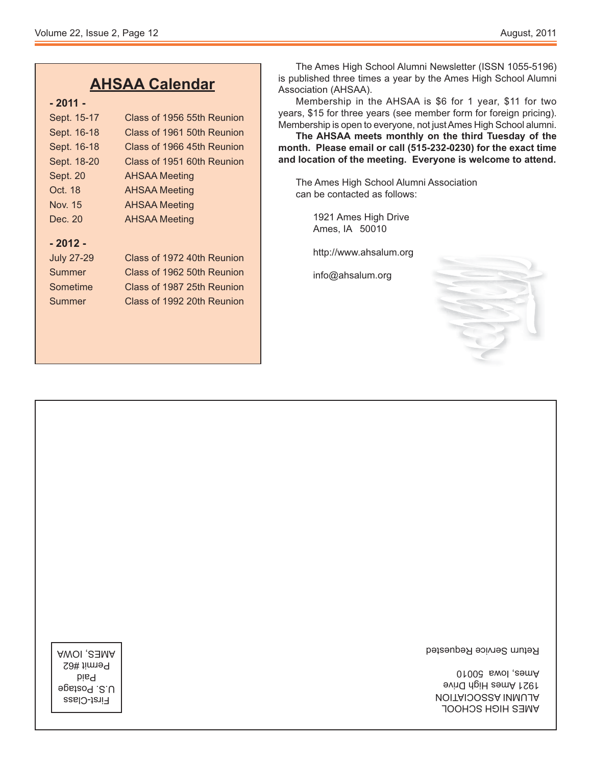## AHSAA Calendar

**- 2011 -**

| | |
|---|---|
| Sept. 15-17 | Class of 1956 55th Reunion |
| Sept. 16-18 | Class of 1961 50th Reunion |
| Sept. 16-18 | Class of 1966 45th Reunion |
| Sept. 18-20 | Class of 1951 60th Reunion |
| Sept. 20 | AHSAA Meeting |
| Oct. 18 | AHSAA Meeting |
| Nov. 15 | AHSAA Meeting |
| Dec. 20 | AHSAA Meeting |

**- 2012 -**

| | |
|---|---|
| July 27-29 | Class of 1972 40th Reunion |
| Summer | Class of 1962 50th Reunion |
| Sometime | Class of 1987 25th Reunion |
| Summer | Class of 1992 20th Reunion |

The Ames High School Alumni Newsletter (ISSN 1055-5196) is published three times a year by the Ames High School Alumni Association (AHSAA).

Membership in the AHSAA is $6 for 1 year, $11 for two years, $15 for three years (see member form for foreign pricing). Membership is open to everyone, not just Ames High School alumni.

**The AHSAA meets monthly on the third Tuesday of the month. Please email or call (515-232-0230) for the exact time and location of the meeting. Everyone is welcome to attend.**

The Ames High School Alumni Association can be contacted as follows:

1921 Ames High Drive
Ames, IA 50010

http://www.ahsalum.org

info@ahsalum.org

AMES HIGH SCHOOL
ALUMNI ASSOCIATION
1921 Ames High Drive
Ames, Iowa 50010

Return Service Requested

First-Class
U.S. Postage
Paid
Permit #62
AMES, IOWA